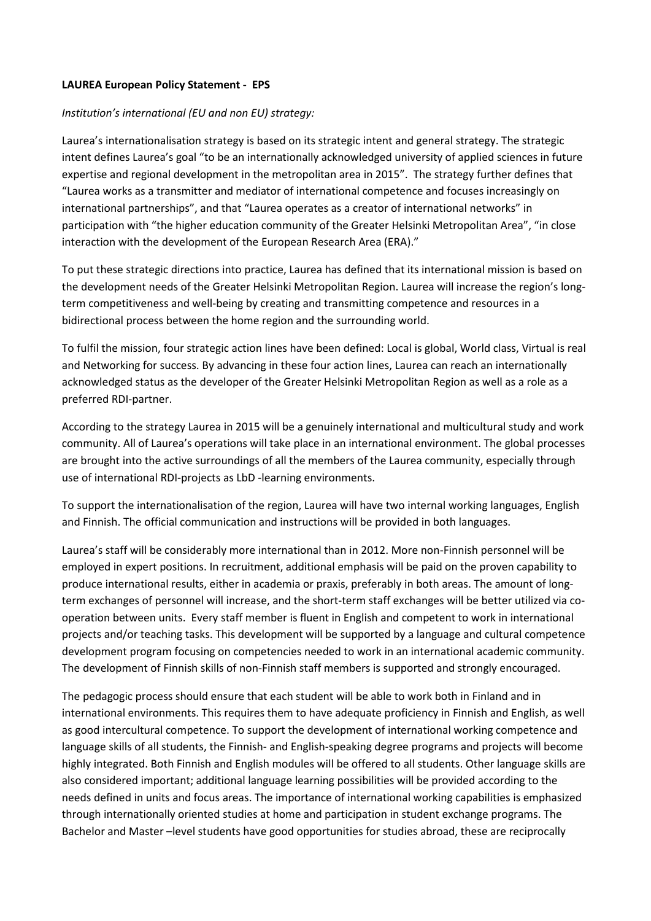**LAUREA European Policy Statement - EPS**

*Institution's international (EU and non EU) strategy:*

Laurea's internationalisation strategy is based on its strategic intent and general strategy. The strategic intent defines Laurea's goal "to be an internationally acknowledged university of applied sciences in future expertise and regional development in the metropolitan area in 2015". The strategy further defines that "Laurea works as a transmitter and mediator of international competence and focuses increasingly on international partnerships", and that "Laurea operates as a creator of international networks" in participation with "the higher education community of the Greater Helsinki Metropolitan Area", "in close interaction with the development of the European Research Area (ERA)."

To put these strategic directions into practice, Laurea has defined that its international mission is based on the development needs of the Greater Helsinki Metropolitan Region. Laurea will increase the region's long-term competitiveness and well-being by creating and transmitting competence and resources in a bidirectional process between the home region and the surrounding world.

To fulfil the mission, four strategic action lines have been defined: Local is global, World class, Virtual is real and Networking for success. By advancing in these four action lines, Laurea can reach an internationally acknowledged status as the developer of the Greater Helsinki Metropolitan Region as well as a role as a preferred RDI-partner.

According to the strategy Laurea in 2015 will be a genuinely international and multicultural study and work community. All of Laurea's operations will take place in an international environment. The global processes are brought into the active surroundings of all the members of the Laurea community, especially through use of international RDI-projects as LbD -learning environments.

To support the internationalisation of the region, Laurea will have two internal working languages, English and Finnish. The official communication and instructions will be provided in both languages.

Laurea's staff will be considerably more international than in 2012. More non-Finnish personnel will be employed in expert positions. In recruitment, additional emphasis will be paid on the proven capability to produce international results, either in academia or praxis, preferably in both areas. The amount of long-term exchanges of personnel will increase, and the short-term staff exchanges will be better utilized via co-operation between units. Every staff member is fluent in English and competent to work in international projects and/or teaching tasks. This development will be supported by a language and cultural competence development program focusing on competencies needed to work in an international academic community. The development of Finnish skills of non-Finnish staff members is supported and strongly encouraged.

The pedagogic process should ensure that each student will be able to work both in Finland and in international environments. This requires them to have adequate proficiency in Finnish and English, as well as good intercultural competence. To support the development of international working competence and language skills of all students, the Finnish- and English-speaking degree programs and projects will become highly integrated. Both Finnish and English modules will be offered to all students. Other language skills are also considered important; additional language learning possibilities will be provided according to the needs defined in units and focus areas. The importance of international working capabilities is emphasized through internationally oriented studies at home and participation in student exchange programs. The Bachelor and Master –level students have good opportunities for studies abroad, these are reciprocally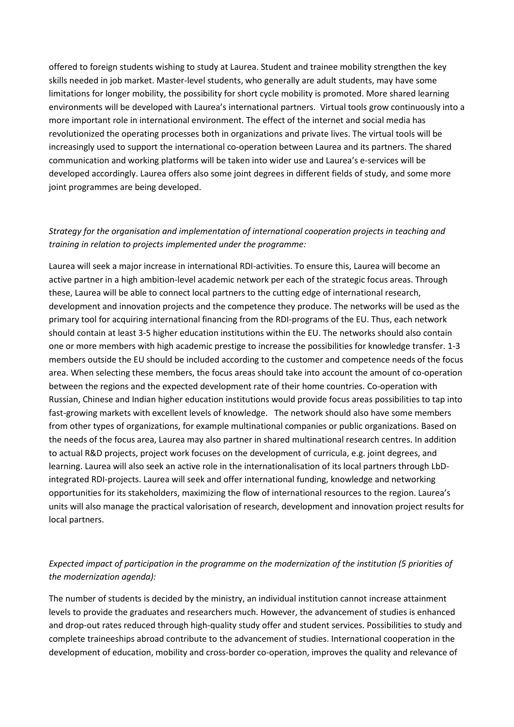offered to foreign students wishing to study at Laurea. Student and trainee mobility strengthen the key skills needed in job market. Master-level students, who generally are adult students, may have some limitations for longer mobility, the possibility for short cycle mobility is promoted. More shared learning environments will be developed with Laurea's international partners. Virtual tools grow continuously into a more important role in international environment. The effect of the internet and social media has revolutionized the operating processes both in organizations and private lives. The virtual tools will be increasingly used to support the international co-operation between Laurea and its partners. The shared communication and working platforms will be taken into wider use and Laurea's e-services will be developed accordingly. Laurea offers also some joint degrees in different fields of study, and some more joint programmes are being developed.

*Strategy for the organisation and implementation of international cooperation projects in teaching and training in relation to projects implemented under the programme:*

Laurea will seek a major increase in international RDI-activities. To ensure this, Laurea will become an active partner in a high ambition-level academic network per each of the strategic focus areas. Through these, Laurea will be able to connect local partners to the cutting edge of international research, development and innovation projects and the competence they produce. The networks will be used as the primary tool for acquiring international financing from the RDI-programs of the EU. Thus, each network should contain at least 3-5 higher education institutions within the EU. The networks should also contain one or more members with high academic prestige to increase the possibilities for knowledge transfer. 1-3 members outside the EU should be included according to the customer and competence needs of the focus area. When selecting these members, the focus areas should take into account the amount of co-operation between the regions and the expected development rate of their home countries. Co-operation with Russian, Chinese and Indian higher education institutions would provide focus areas possibilities to tap into fast-growing markets with excellent levels of knowledge. The network should also have some members from other types of organizations, for example multinational companies or public organizations. Based on the needs of the focus area, Laurea may also partner in shared multinational research centres. In addition to actual R&D projects, project work focuses on the development of curricula, e.g. joint degrees, and learning. Laurea will also seek an active role in the internationalisation of its local partners through LbD-integrated RDI-projects. Laurea will seek and offer international funding, knowledge and networking opportunities for its stakeholders, maximizing the flow of international resources to the region. Laurea's units will also manage the practical valorisation of research, development and innovation project results for local partners.

*Expected impact of participation in the programme on the modernization of the institution (5 priorities of the modernization agenda):*

The number of students is decided by the ministry, an individual institution cannot increase attainment levels to provide the graduates and researchers much. However, the advancement of studies is enhanced and drop-out rates reduced through high-quality study offer and student services. Possibilities to study and complete traineeships abroad contribute to the advancement of studies. International cooperation in the development of education, mobility and cross-border co-operation, improves the quality and relevance of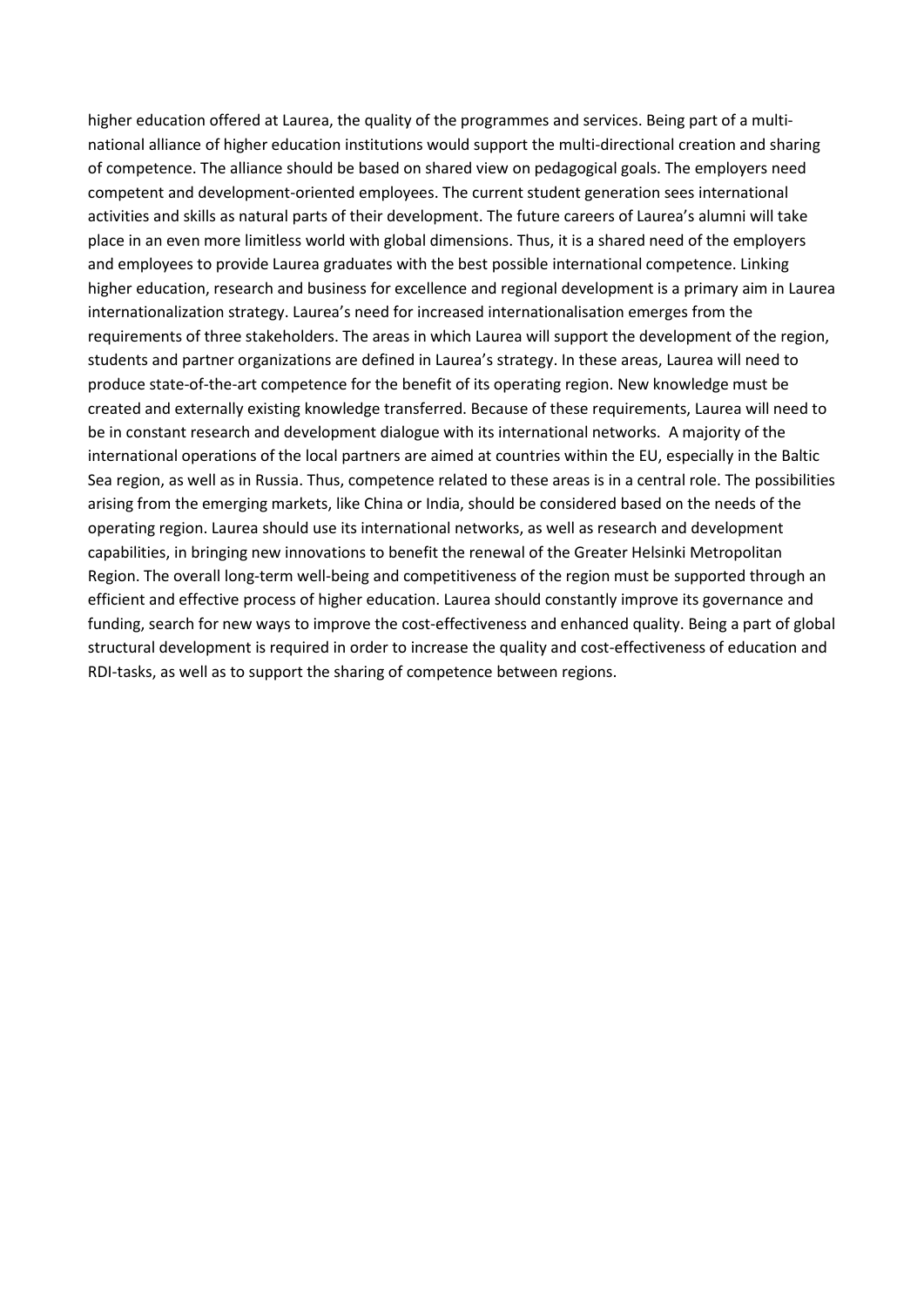higher education offered at Laurea, the quality of the programmes and services. Being part of a multi-national alliance of higher education institutions would support the multi-directional creation and sharing of competence. The alliance should be based on shared view on pedagogical goals. The employers need competent and development-oriented employees. The current student generation sees international activities and skills as natural parts of their development. The future careers of Laurea's alumni will take place in an even more limitless world with global dimensions. Thus, it is a shared need of the employers and employees to provide Laurea graduates with the best possible international competence. Linking higher education, research and business for excellence and regional development is a primary aim in Laurea internationalization strategy. Laurea's need for increased internationalisation emerges from the requirements of three stakeholders. The areas in which Laurea will support the development of the region, students and partner organizations are defined in Laurea's strategy. In these areas, Laurea will need to produce state-of-the-art competence for the benefit of its operating region. New knowledge must be created and externally existing knowledge transferred. Because of these requirements, Laurea will need to be in constant research and development dialogue with its international networks. A majority of the international operations of the local partners are aimed at countries within the EU, especially in the Baltic Sea region, as well as in Russia. Thus, competence related to these areas is in a central role. The possibilities arising from the emerging markets, like China or India, should be considered based on the needs of the operating region. Laurea should use its international networks, as well as research and development capabilities, in bringing new innovations to benefit the renewal of the Greater Helsinki Metropolitan Region. The overall long-term well-being and competitiveness of the region must be supported through an efficient and effective process of higher education. Laurea should constantly improve its governance and funding, search for new ways to improve the cost-effectiveness and enhanced quality. Being a part of global structural development is required in order to increase the quality and cost-effectiveness of education and RDI-tasks, as well as to support the sharing of competence between regions.